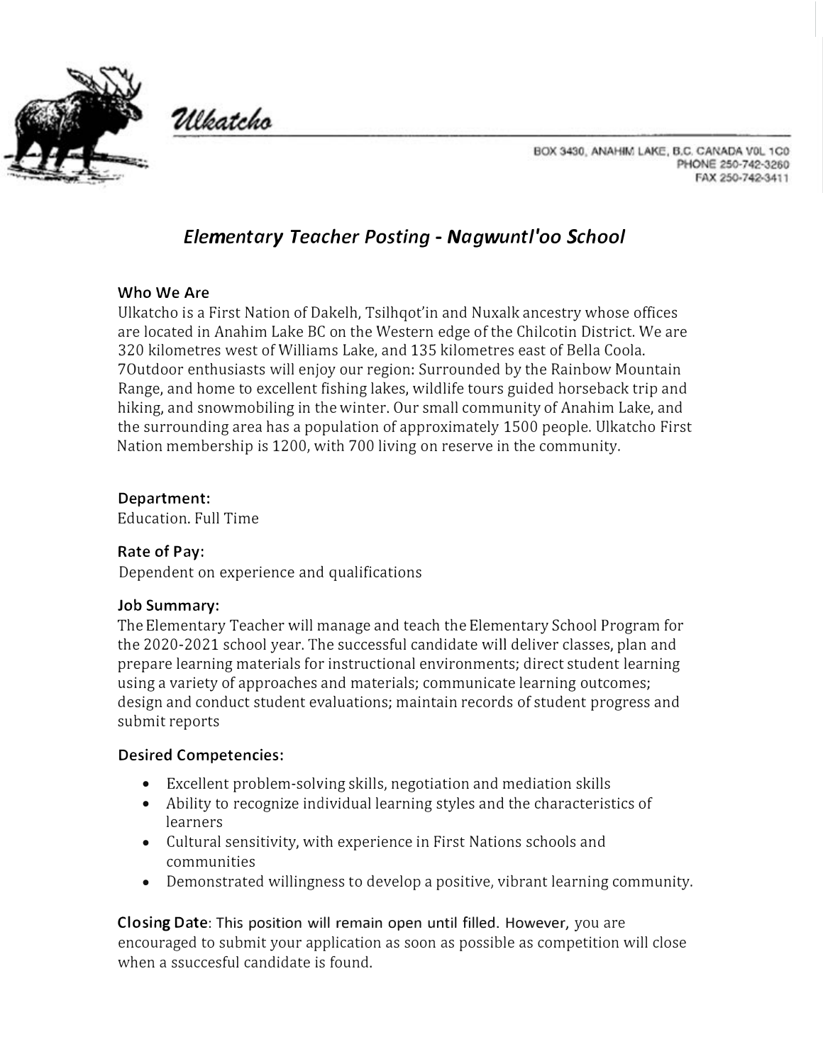Ulkatcho

BOX 3430, ANAHIM LAKE, B.C. CANADA V0L 1C0
PHONE 250-742-3260
FAX 250-742-3411

# *Elementary Teacher Posting - Nagwuntl'oo School*

### Who We Are

Ulkatcho is a First Nation of Dakelh, Tsilhqot'in and Nuxalk ancestry whose offices are located in Anahim Lake BC on the Western edge of the Chilcotin District. We are 320 kilometres west of Williams Lake, and 135 kilometres east of Bella Coola. 7Outdoor enthusiasts will enjoy our region: Surrounded by the Rainbow Mountain Range, and home to excellent fishing lakes, wildlife tours guided horseback trip and hiking, and snowmobiling in the winter. Our small community of Anahim Lake, and the surrounding area has a population of approximately 1500 people. Ulkatcho First Nation membership is 1200, with 700 living on reserve in the community.

### Department:

Education. Full Time

### Rate of Pay:

Dependent on experience and qualifications

### Job Summary:

The Elementary Teacher will manage and teach the Elementary School Program for the 2020-2021 school year. The successful candidate will deliver classes, plan and prepare learning materials for instructional environments; direct student learning using a variety of approaches and materials; communicate learning outcomes; design and conduct student evaluations; maintain records of student progress and submit reports

### Desired Competencies:

- Excellent problem-solving skills, negotiation and mediation skills
- Ability to recognize individual learning styles and the characteristics of learners
- Cultural sensitivity, with experience in First Nations schools and communities
- Demonstrated willingness to develop a positive, vibrant learning community.

**Closing Date**: This position will remain open until filled. However, you are encouraged to submit your application as soon as possible as competition will close when a ssuccesful candidate is found.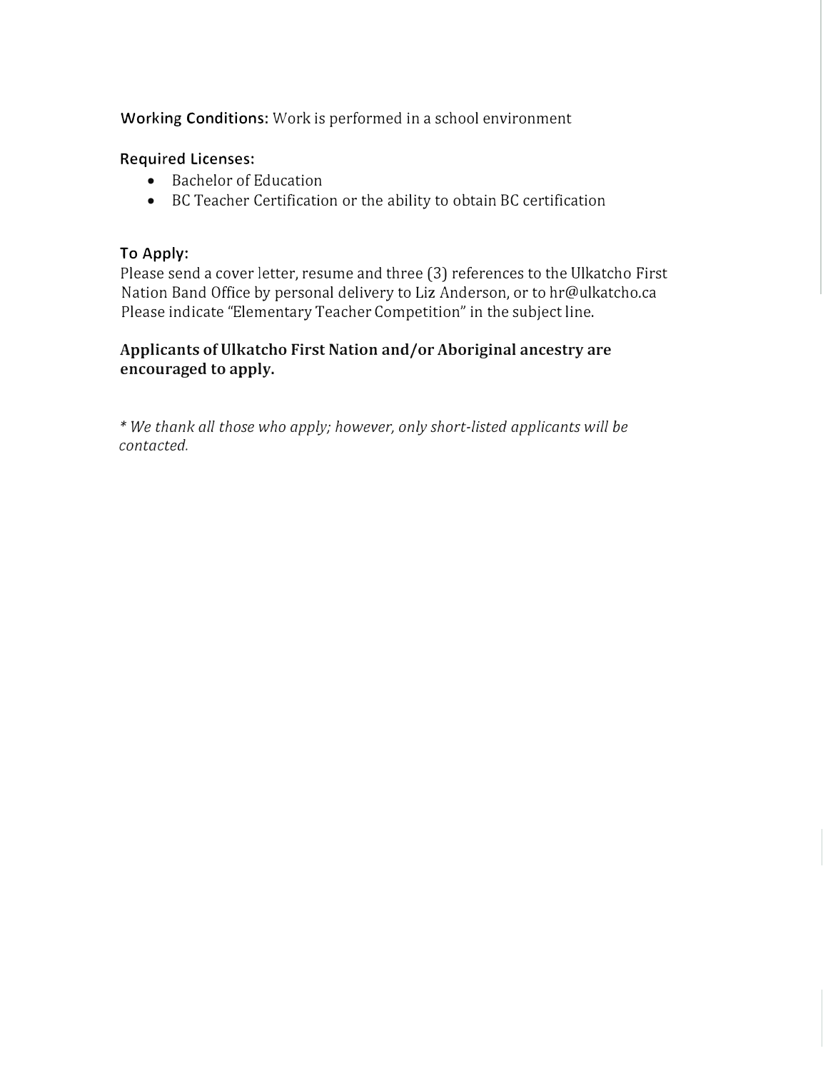**Working Conditions:** Work is performed in a school environment

**Required Licenses:**

- Bachelor of Education
- BC Teacher Certification or the ability to obtain BC certification

**To Apply:**

Please send a cover letter, resume and three (3) references to the Ulkatcho First Nation Band Office by personal delivery to Liz Anderson, or to hr@ulkatcho.ca Please indicate "Elementary Teacher Competition" in the subject line.

**Applicants of Ulkatcho First Nation and/or Aboriginal ancestry are encouraged to apply.**

*\* We thank all those who apply; however, only short-listed applicants will be contacted.*